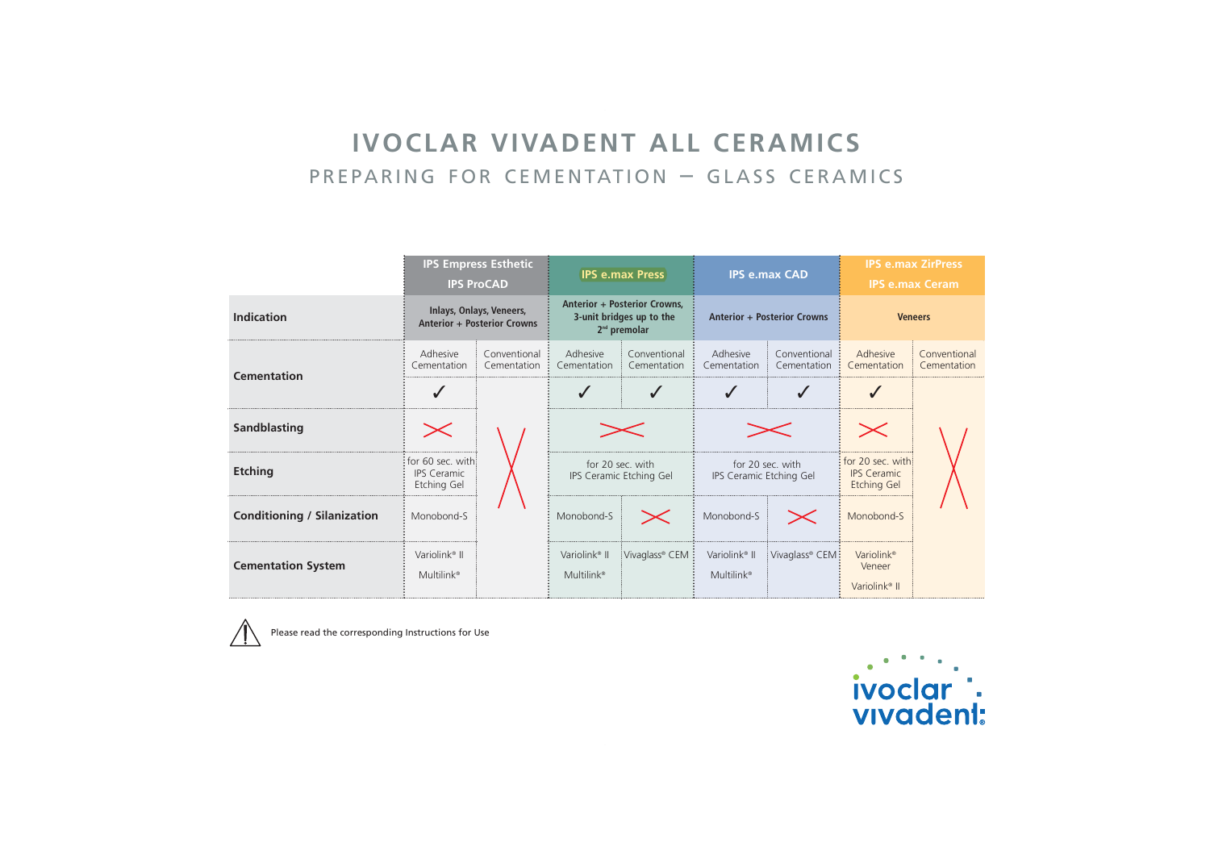# IVOCLAR VIVADENT ALL CERAMICS

## PREPARING FOR CEMENTATION – GLASS CERAMICS

| | IPS Empress Esthetic IPS ProCAD | | IPS e.max Press | | IPS e.max CAD | | IPS e.max ZirPress IPS e.max Ceram | |
|---|---|---|---|---|---|---|---|---|
| **Indication** | Inlays, Onlays, Veneers, Anterior + Posterior Crowns | | Anterior + Posterior Crowns, 3-unit bridges up to the 2nd premolar | | Anterior + Posterior Crowns | | Veneers | |
| **Cementation** | Adhesive Cementation | Conventional Cementation | Adhesive Cementation | Conventional Cementation | Adhesive Cementation | Conventional Cementation | Adhesive Cementation | Conventional Cementation |
| | ✓ | ✗ | ✓ | ✓ | ✓ | ✓ | ✓ | ✗ |
| **Sandblasting** | ✗ | ✗ | ✗ | | ✗ | | ✗ | ✗ |
| **Etching** | for 60 sec. with IPS Ceramic Etching Gel | ✗ | for 20 sec. with IPS Ceramic Etching Gel | | for 20 sec. with IPS Ceramic Etching Gel | | for 20 sec. with IPS Ceramic Etching Gel | ✗ |
| **Conditioning / Silanization** | Monobond-S | ✗ | Monobond-S | ✗ | Monobond-S | ✗ | Monobond-S | ✗ |
| **Cementation System** | Variolink® II Multilink® | | Variolink® II Multilink® | Vivaglass® CEM | Variolink® II Multilink® | Vivaglass® CEM | Variolink® Veneer Variolink® II | |

Please read the corresponding Instructions for Use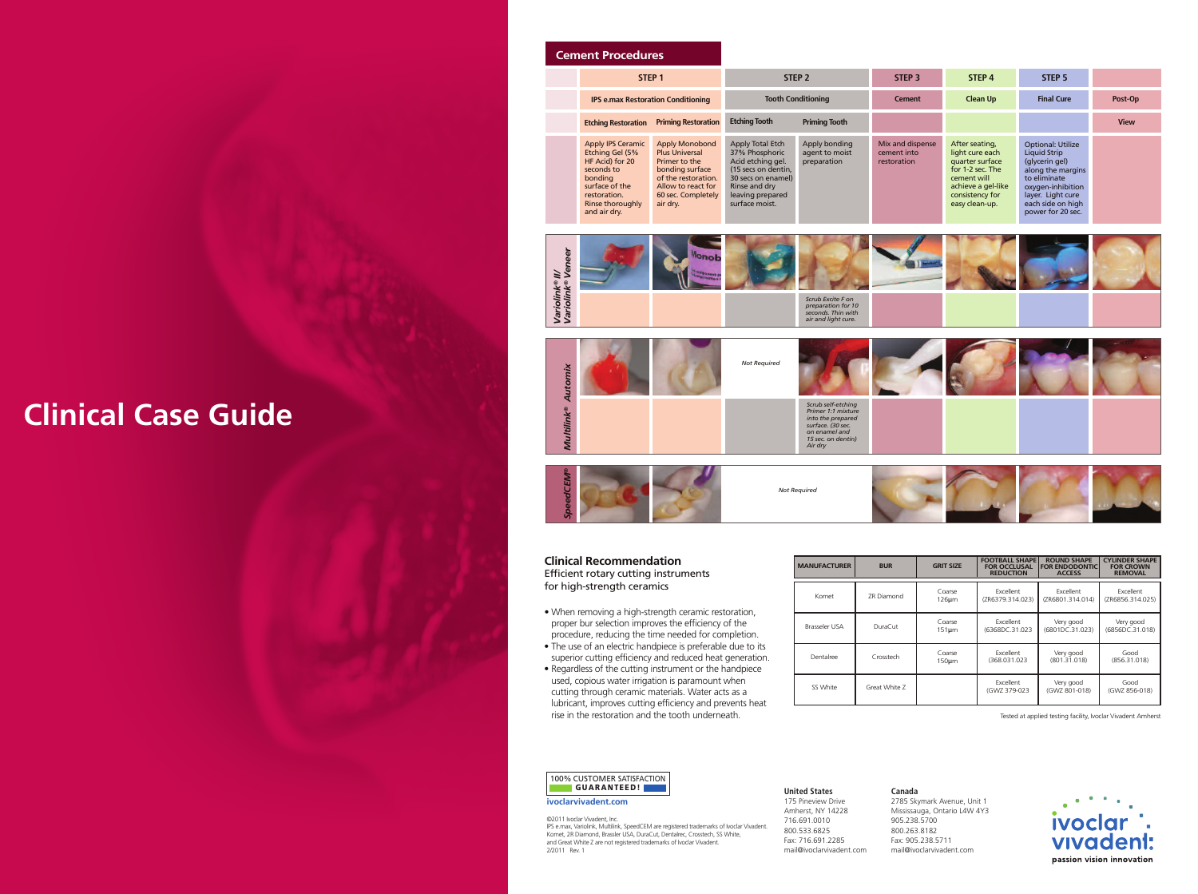# Clinical Case Guide

## Cement Procedures

| | STEP 1 | | STEP 2 | | STEP 3 | STEP 4 | STEP 5 | |
|---|---|---|---|---|---|---|---|---|
| | IPS e.max Restoration Conditioning | | Tooth Conditioning | | Cement | Clean Up | Final Cure | Post-Op |
| | Etching Restoration | Priming Restoration | Etching Tooth | Priming Tooth | | | | View |
| | Apply IPS Ceramic Etching Gel (5% HF Acid) for 20 seconds to bonding surface of the restoration. Rinse thoroughly and air dry. | Apply Monobond Plus Universal Primer to the bonding surface of the restoration. Allow to react for 60 sec. Completely air dry. | Apply Total Etch 37% Phosphoric Acid etching gel. (15 secs on dentin, 30 secs on enamel) Rinse and dry leaving prepared surface moist. | Apply bonding agent to moist preparation | Mix and dispense cement into restoration | After seating, light cure each quarter surface for 1-2 sec. The cement will achieve a gel-like consistency for easy clean-up. | Optional: Utilize Liquid Strip (glycerin gel) along the margins to eliminate oxygen-inhibition layer. Light cure each side on high power for 20 sec. | |
| *Variolink® II/ Variolink® Veneer* | | | | *Scrub Excite F on preparation for 10 seconds. Thin with air and light cure.* | | | | |
| *Multilink® Automix* | | | *Not Required* | *Scrub self-etching Primer 1:1 mixture into the prepared surface. (30 sec. on enamel and 15 sec. on dentin) Air dry* | | | | |
| *SpeedCEM®* | | | *Not Required* | | | | | |

## Clinical Recommendation

Efficient rotary cutting instruments for high-strength ceramics

- When removing a high-strength ceramic restoration, proper bur selection improves the efficiency of the procedure, reducing the time needed for completion.
- The use of an electric handpiece is preferable due to its superior cutting efficiency and reduced heat generation.
- Regardless of the cutting instrument or the handpiece used, copious water irrigation is paramount when cutting through ceramic materials. Water acts as a lubricant, improves cutting efficiency and prevents heat rise in the restoration and the tooth underneath.

| MANUFACTURER | BUR | GRIT SIZE | FOOTBALL SHAPE FOR OCCLUSAL REDUCTION | ROUND SHAPE FOR ENDODONTIC ACCESS | CYLINDER SHAPE FOR CROWN REMOVAL |
|---|---|---|---|---|---|
| Komet | ZR Diamond | Coarse 126µm | Excellent (ZR6379.314.023) | Excellent (ZR6801.314.014) | Excellent (ZR6856.314.025) |
| Brasseler USA | DuraCut | Coarse 151µm | Excellent (6368DC.31.023 | Very good (6801DC.31.023) | Very good (6856DC.31.018) |
| Dentalree | Crosstech | Coarse 150µm | Excellent (368.031.023 | Very good (801.31.018) | Good (856.31.018) |
| SS White | Great White Z | | Excellent (GWZ 379-023 | Very good (GWZ 801-018) | Good (GWZ 856-018) |

Tested at applied testing facility, Ivoclar Vivadent Amherst

100% CUSTOMER SATISFACTION GUARANTEED!

ivoclarvivadent.com

©2011 Ivoclar Vivadent, Inc.
IPS e.max, Variolink, Multilink, SpeedCEM are registered trademarks of Ivoclar Vivadent.
Komet, ZR Diamond, Brassler USA, DuraCut, Dentalree, Crosstech, SS White, and Great White Z are not registered trademarks of Ivoclar Vivadent.
2/2011 Rev. 1

**United States**
175 Pineview Drive
Amherst, NY 14228
716.691.0010
800.533.6825
Fax: 716.691.2285
mail@ivoclarvivadent.com

**Canada**
2785 Skymark Avenue, Unit 1
Mississauga, Ontario L4W 4Y3
905.238.5700
800.263.8182
Fax: 905.238.5711
mail@ivoclarvivadent.com

ivoclar vivadent
passion vision innovation